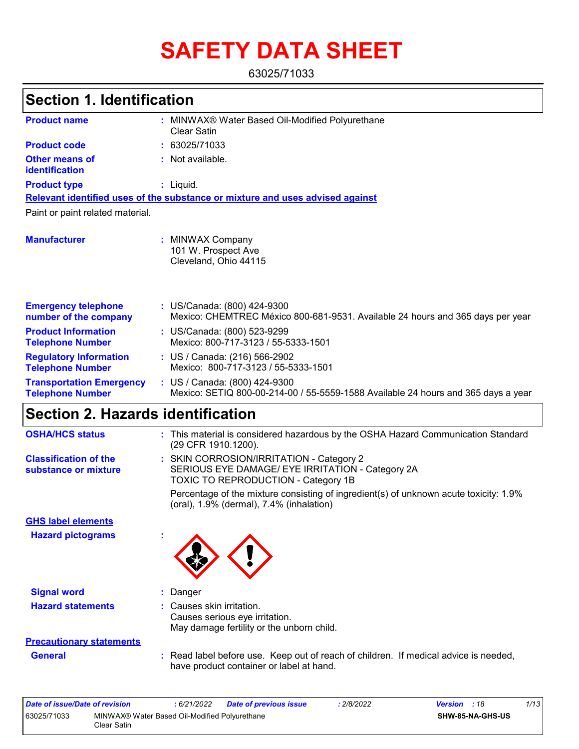# SAFETY DATA SHEET

63025/71033

## Section 1. Identification

| | | |
|---|---|---|
| **Product name** | : | MINWAX® Water Based Oil-Modified Polyurethane Clear Satin |
| **Product code** | : | 63025/71033 |
| **Other means of identification** | : | Not available. |
| **Product type** | : | Liquid. |

**Relevant identified uses of the substance or mixture and uses advised against**

Paint or paint related material.

| | | |
|---|---|---|
| **Manufacturer** | : | MINWAX Company<br>101 W. Prospect Ave<br>Cleveland, Ohio 44115 |
| **Emergency telephone number of the company** | : | US/Canada: (800) 424-9300<br>Mexico: CHEMTREC México 800-681-9531. Available 24 hours and 365 days per year |
| **Product Information Telephone Number** | : | US/Canada: (800) 523-9299<br>Mexico: 800-717-3123 / 55-5333-1501 |
| **Regulatory Information Telephone Number** | : | US / Canada: (216) 566-2902<br>Mexico: 800-717-3123 / 55-5333-1501 |
| **Transportation Emergency Telephone Number** | : | US / Canada: (800) 424-9300<br>Mexico: SETIQ 800-00-214-00 / 55-5559-1588 Available 24 hours and 365 days a year |

## Section 2. Hazards identification

| | | |
|---|---|---|
| **OSHA/HCS status** | : | This material is considered hazardous by the OSHA Hazard Communication Standard (29 CFR 1910.1200). |
| **Classification of the substance or mixture** | : | SKIN CORROSION/IRRITATION - Category 2<br>SERIOUS EYE DAMAGE/ EYE IRRITATION - Category 2A<br>TOXIC TO REPRODUCTION - Category 1B<br><br>Percentage of the mixture consisting of ingredient(s) of unknown acute toxicity: 1.9% (oral), 1.9% (dermal), 7.4% (inhalation) |

**GHS label elements**

| | | |
|---|---|---|
| **Hazard pictograms** | : | |
| **Signal word** | : | Danger |
| **Hazard statements** | : | Causes skin irritation.<br>Causes serious eye irritation.<br>May damage fertility or the unborn child. |

**Precautionary statements**

| | | |
|---|---|---|
| **General** | : | Read label before use. Keep out of reach of children. If medical advice is needed, have product container or label at hand. |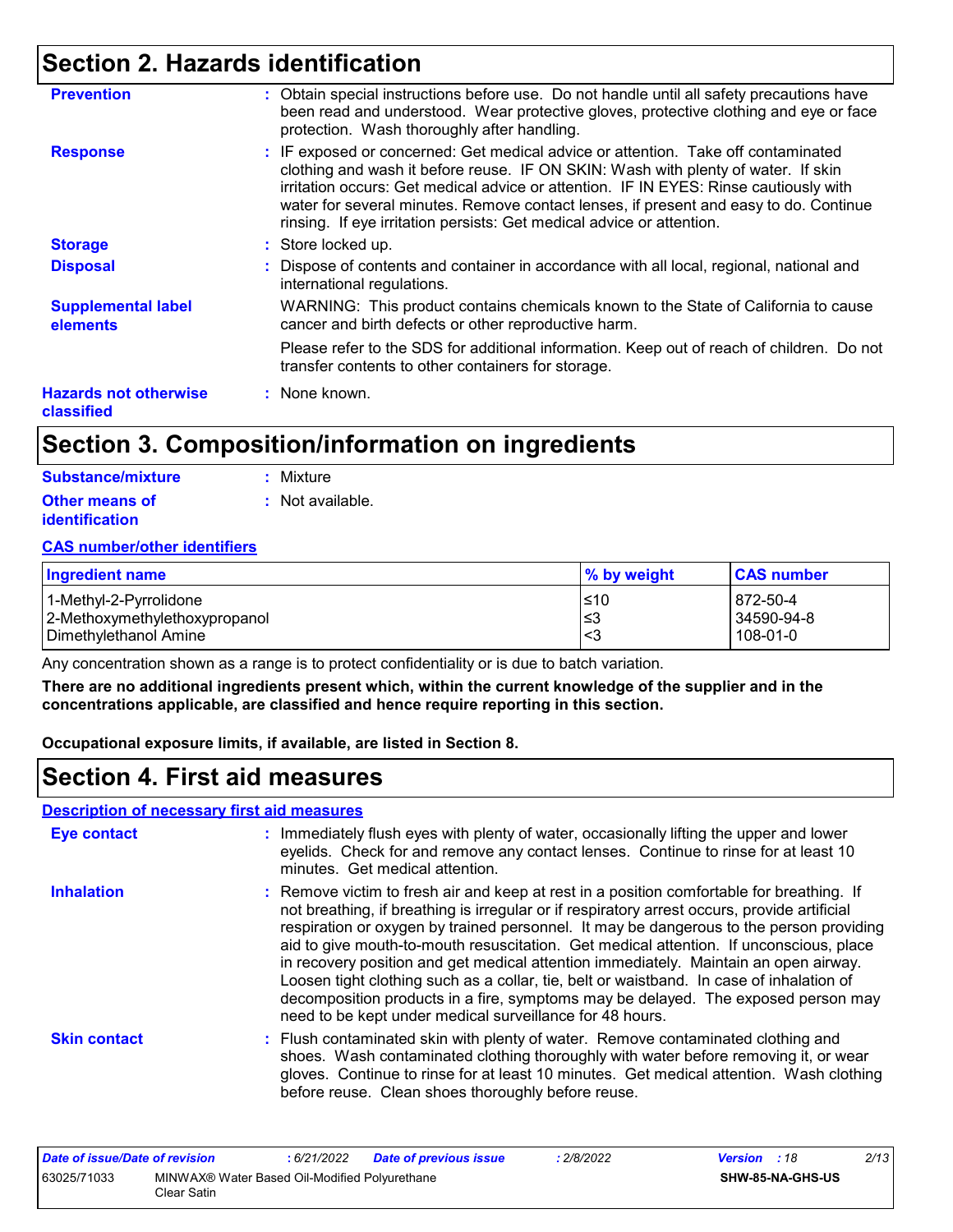## Section 2. Hazards identification

**Prevention** : Obtain special instructions before use. Do not handle until all safety precautions have been read and understood. Wear protective gloves, protective clothing and eye or face protection. Wash thoroughly after handling.

**Response** : IF exposed or concerned: Get medical advice or attention. Take off contaminated clothing and wash it before reuse. IF ON SKIN: Wash with plenty of water. If skin irritation occurs: Get medical advice or attention. IF IN EYES: Rinse cautiously with water for several minutes. Remove contact lenses, if present and easy to do. Continue rinsing. If eye irritation persists: Get medical advice or attention.

**Storage** : Store locked up.

**Disposal** : Dispose of contents and container in accordance with all local, regional, national and international regulations.

**Supplemental label elements** WARNING: This product contains chemicals known to the State of California to cause cancer and birth defects or other reproductive harm.

Please refer to the SDS for additional information. Keep out of reach of children. Do not transfer contents to other containers for storage.

**Hazards not otherwise classified** : None known.

## Section 3. Composition/information on ingredients

**Substance/mixture** : Mixture

**Other means of identification** : Not available.

**CAS number/other identifiers**

| Ingredient name | % by weight | CAS number |
|---|---|---|
| 1-Methyl-2-Pyrrolidone | ≤10 | 872-50-4 |
| 2-Methoxymethylethoxypropanol | ≤3 | 34590-94-8 |
| Dimethylethanol Amine | <3 | 108-01-0 |

Any concentration shown as a range is to protect confidentiality or is due to batch variation.

**There are no additional ingredients present which, within the current knowledge of the supplier and in the concentrations applicable, are classified and hence require reporting in this section.**

**Occupational exposure limits, if available, are listed in Section 8.**

## Section 4. First aid measures

**Description of necessary first aid measures**

**Eye contact** : Immediately flush eyes with plenty of water, occasionally lifting the upper and lower eyelids. Check for and remove any contact lenses. Continue to rinse for at least 10 minutes. Get medical attention.

**Inhalation** : Remove victim to fresh air and keep at rest in a position comfortable for breathing. If not breathing, if breathing is irregular or if respiratory arrest occurs, provide artificial respiration or oxygen by trained personnel. It may be dangerous to the person providing aid to give mouth-to-mouth resuscitation. Get medical attention. If unconscious, place in recovery position and get medical attention immediately. Maintain an open airway. Loosen tight clothing such as a collar, tie, belt or waistband. In case of inhalation of decomposition products in a fire, symptoms may be delayed. The exposed person may need to be kept under medical surveillance for 48 hours.

**Skin contact** : Flush contaminated skin with plenty of water. Remove contaminated clothing and shoes. Wash contaminated clothing thoroughly with water before removing it, or wear gloves. Continue to rinse for at least 10 minutes. Get medical attention. Wash clothing before reuse. Clean shoes thoroughly before reuse.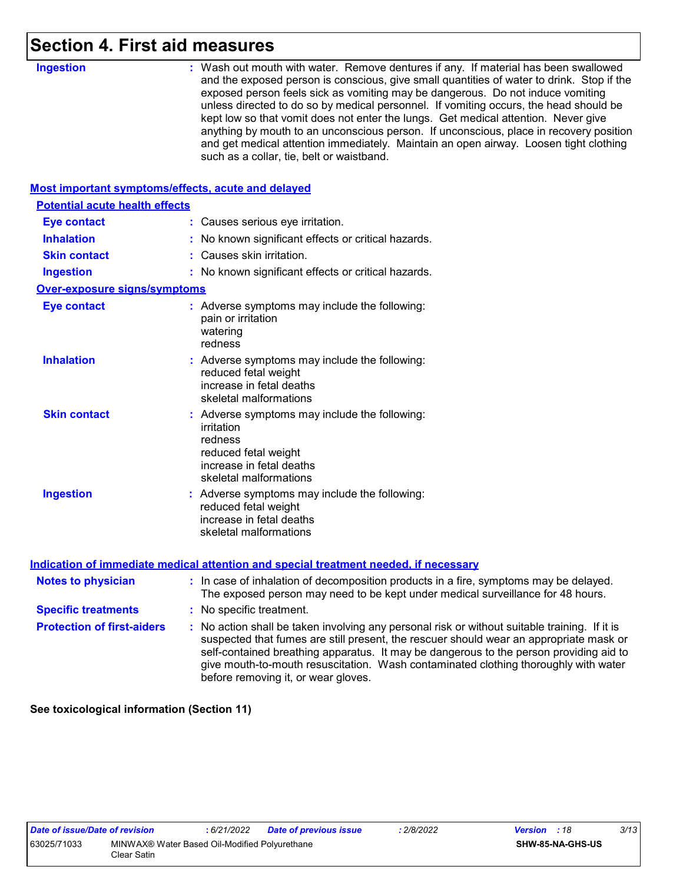# Section 4. First aid measures

**Ingestion** : Wash out mouth with water. Remove dentures if any. If material has been swallowed and the exposed person is conscious, give small quantities of water to drink. Stop if the exposed person feels sick as vomiting may be dangerous. Do not induce vomiting unless directed to do so by medical personnel. If vomiting occurs, the head should be kept low so that vomit does not enter the lungs. Get medical attention. Never give anything by mouth to an unconscious person. If unconscious, place in recovery position and get medical attention immediately. Maintain an open airway. Loosen tight clothing such as a collar, tie, belt or waistband.

## Most important symptoms/effects, acute and delayed

### Potential acute health effects

**Eye contact** : Causes serious eye irritation.

**Inhalation** : No known significant effects or critical hazards.

**Skin contact** : Causes skin irritation.

**Ingestion** : No known significant effects or critical hazards.

### Over-exposure signs/symptoms

**Eye contact** : Adverse symptoms may include the following:
pain or irritation
watering
redness

**Inhalation** : Adverse symptoms may include the following:
reduced fetal weight
increase in fetal deaths
skeletal malformations

**Skin contact** : Adverse symptoms may include the following:
irritation
redness
reduced fetal weight
increase in fetal deaths
skeletal malformations

**Ingestion** : Adverse symptoms may include the following:
reduced fetal weight
increase in fetal deaths
skeletal malformations

## Indication of immediate medical attention and special treatment needed, if necessary

**Notes to physician** : In case of inhalation of decomposition products in a fire, symptoms may be delayed. The exposed person may need to be kept under medical surveillance for 48 hours.

**Specific treatments** : No specific treatment.

**Protection of first-aiders** : No action shall be taken involving any personal risk or without suitable training. If it is suspected that fumes are still present, the rescuer should wear an appropriate mask or self-contained breathing apparatus. It may be dangerous to the person providing aid to give mouth-to-mouth resuscitation. Wash contaminated clothing thoroughly with water before removing it, or wear gloves.

**See toxicological information (Section 11)**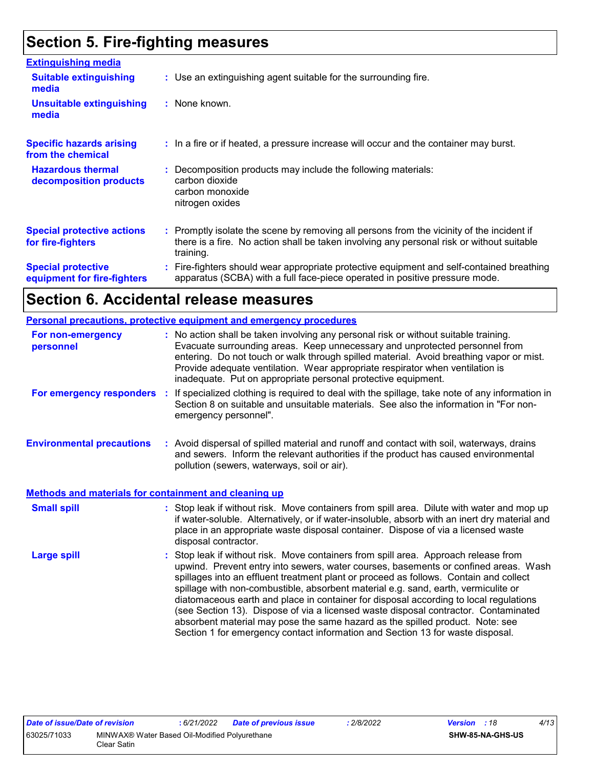# Section 5. Fire-fighting measures

### Extinguishing media

**Suitable extinguishing media** : Use an extinguishing agent suitable for the surrounding fire.

**Unsuitable extinguishing media** : None known.

**Specific hazards arising from the chemical** : In a fire or if heated, a pressure increase will occur and the container may burst.

**Hazardous thermal decomposition products** : Decomposition products may include the following materials:
carbon dioxide
carbon monoxide
nitrogen oxides

**Special protective actions for fire-fighters** : Promptly isolate the scene by removing all persons from the vicinity of the incident if there is a fire. No action shall be taken involving any personal risk or without suitable training.

**Special protective equipment for fire-fighters** : Fire-fighters should wear appropriate protective equipment and self-contained breathing apparatus (SCBA) with a full face-piece operated in positive pressure mode.

# Section 6. Accidental release measures

### Personal precautions, protective equipment and emergency procedures

**For non-emergency personnel** : No action shall be taken involving any personal risk or without suitable training. Evacuate surrounding areas. Keep unnecessary and unprotected personnel from entering. Do not touch or walk through spilled material. Avoid breathing vapor or mist. Provide adequate ventilation. Wear appropriate respirator when ventilation is inadequate. Put on appropriate personal protective equipment.

**For emergency responders** : If specialized clothing is required to deal with the spillage, take note of any information in Section 8 on suitable and unsuitable materials. See also the information in "For non-emergency personnel".

**Environmental precautions** : Avoid dispersal of spilled material and runoff and contact with soil, waterways, drains and sewers. Inform the relevant authorities if the product has caused environmental pollution (sewers, waterways, soil or air).

### Methods and materials for containment and cleaning up

**Small spill** : Stop leak if without risk. Move containers from spill area. Dilute with water and mop up if water-soluble. Alternatively, or if water-insoluble, absorb with an inert dry material and place in an appropriate waste disposal container. Dispose of via a licensed waste disposal contractor.

**Large spill** : Stop leak if without risk. Move containers from spill area. Approach release from upwind. Prevent entry into sewers, water courses, basements or confined areas. Wash spillages into an effluent treatment plant or proceed as follows. Contain and collect spillage with non-combustible, absorbent material e.g. sand, earth, vermiculite or diatomaceous earth and place in container for disposal according to local regulations (see Section 13). Dispose of via a licensed waste disposal contractor. Contaminated absorbent material may pose the same hazard as the spilled product. Note: see Section 1 for emergency contact information and Section 13 for waste disposal.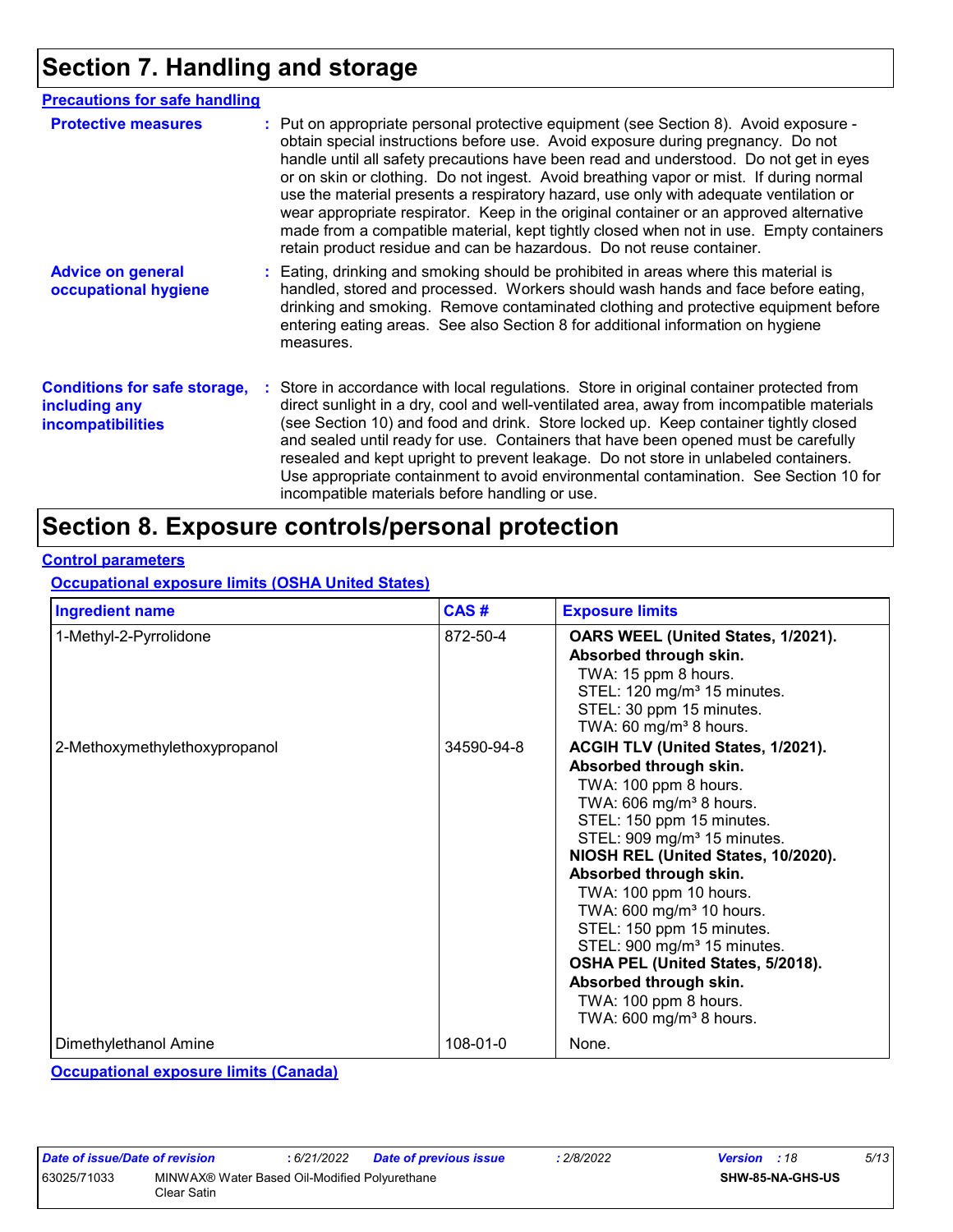# Section 7. Handling and storage

## Precautions for safe handling

**Protective measures** : Put on appropriate personal protective equipment (see Section 8). Avoid exposure - obtain special instructions before use. Avoid exposure during pregnancy. Do not handle until all safety precautions have been read and understood. Do not get in eyes or on skin or clothing. Do not ingest. Avoid breathing vapor or mist. If during normal use the material presents a respiratory hazard, use only with adequate ventilation or wear appropriate respirator. Keep in the original container or an approved alternative made from a compatible material, kept tightly closed when not in use. Empty containers retain product residue and can be hazardous. Do not reuse container.

**Advice on general occupational hygiene** : Eating, drinking and smoking should be prohibited in areas where this material is handled, stored and processed. Workers should wash hands and face before eating, drinking and smoking. Remove contaminated clothing and protective equipment before entering eating areas. See also Section 8 for additional information on hygiene measures.

**Conditions for safe storage, including any incompatibilities** : Store in accordance with local regulations. Store in original container protected from direct sunlight in a dry, cool and well-ventilated area, away from incompatible materials (see Section 10) and food and drink. Store locked up. Keep container tightly closed and sealed until ready for use. Containers that have been opened must be carefully resealed and kept upright to prevent leakage. Do not store in unlabeled containers. Use appropriate containment to avoid environmental contamination. See Section 10 for incompatible materials before handling or use.

# Section 8. Exposure controls/personal protection

## Control parameters

### Occupational exposure limits (OSHA United States)

| Ingredient name | CAS # | Exposure limits |
|---|---|---|
| 1-Methyl-2-Pyrrolidone | 872-50-4 | **OARS WEEL (United States, 1/2021). Absorbed through skin.**<br>TWA: 15 ppm 8 hours.<br>STEL: 120 mg/m³ 15 minutes.<br>STEL: 30 ppm 15 minutes.<br>TWA: 60 mg/m³ 8 hours. |
| 2-Methoxymethylethoxypropanol | 34590-94-8 | **ACGIH TLV (United States, 1/2021). Absorbed through skin.**<br>TWA: 100 ppm 8 hours.<br>TWA: 606 mg/m³ 8 hours.<br>STEL: 150 ppm 15 minutes.<br>STEL: 909 mg/m³ 15 minutes.<br>**NIOSH REL (United States, 10/2020). Absorbed through skin.**<br>TWA: 100 ppm 10 hours.<br>TWA: 600 mg/m³ 10 hours.<br>STEL: 150 ppm 15 minutes.<br>STEL: 900 mg/m³ 15 minutes.<br>**OSHA PEL (United States, 5/2018). Absorbed through skin.**<br>TWA: 100 ppm 8 hours.<br>TWA: 600 mg/m³ 8 hours. |
| Dimethylethanol Amine | 108-01-0 | None. |

### Occupational exposure limits (Canada)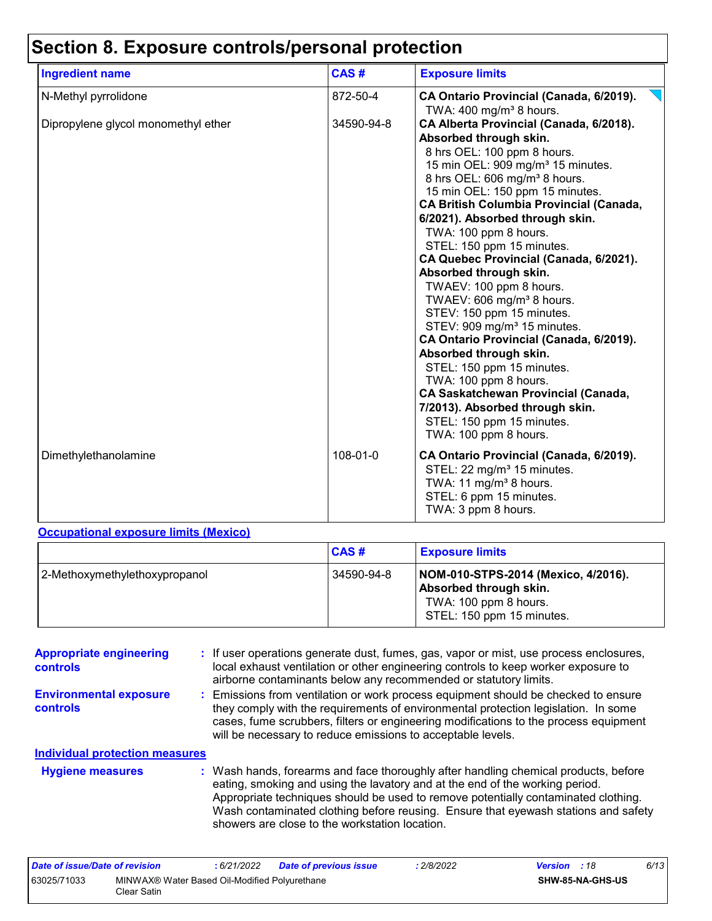# Section 8. Exposure controls/personal protection

| Ingredient name | CAS # | Exposure limits |
|---|---|---|
| N-Methyl pyrrolidone | 872-50-4 | **CA Ontario Provincial (Canada, 6/2019).**<br>TWA: 400 mg/m³ 8 hours. |
| Dipropylene glycol monomethyl ether | 34590-94-8 | **CA Alberta Provincial (Canada, 6/2018). Absorbed through skin.**<br>8 hrs OEL: 100 ppm 8 hours.<br>15 min OEL: 909 mg/m³ 15 minutes.<br>8 hrs OEL: 606 mg/m³ 8 hours.<br>15 min OEL: 150 ppm 15 minutes.<br>**CA British Columbia Provincial (Canada, 6/2021). Absorbed through skin.**<br>TWA: 100 ppm 8 hours.<br>STEL: 150 ppm 15 minutes.<br>**CA Quebec Provincial (Canada, 6/2021). Absorbed through skin.**<br>TWAEV: 100 ppm 8 hours.<br>TWAEV: 606 mg/m³ 8 hours.<br>STEV: 150 ppm 15 minutes.<br>STEV: 909 mg/m³ 15 minutes.<br>**CA Ontario Provincial (Canada, 6/2019). Absorbed through skin.**<br>STEL: 150 ppm 15 minutes.<br>TWA: 100 ppm 8 hours.<br>**CA Saskatchewan Provincial (Canada, 7/2013). Absorbed through skin.**<br>STEL: 150 ppm 15 minutes.<br>TWA: 100 ppm 8 hours. |
| Dimethylethanolamine | 108-01-0 | **CA Ontario Provincial (Canada, 6/2019).**<br>STEL: 22 mg/m³ 15 minutes.<br>TWA: 11 mg/m³ 8 hours.<br>STEL: 6 ppm 15 minutes.<br>TWA: 3 ppm 8 hours. |

**Occupational exposure limits (Mexico)**

| | CAS # | Exposure limits |
|---|---|---|
| 2-Methoxymethylethoxypropanol | 34590-94-8 | **NOM-010-STPS-2014 (Mexico, 4/2016). Absorbed through skin.**<br>TWA: 100 ppm 8 hours.<br>STEL: 150 ppm 15 minutes. |

**Appropriate engineering controls** : If user operations generate dust, fumes, gas, vapor or mist, use process enclosures, local exhaust ventilation or other engineering controls to keep worker exposure to airborne contaminants below any recommended or statutory limits.

**Environmental exposure controls** : Emissions from ventilation or work process equipment should be checked to ensure they comply with the requirements of environmental protection legislation. In some cases, fume scrubbers, filters or engineering modifications to the process equipment will be necessary to reduce emissions to acceptable levels.

**Individual protection measures**

**Hygiene measures** : Wash hands, forearms and face thoroughly after handling chemical products, before eating, smoking and using the lavatory and at the end of the working period. Appropriate techniques should be used to remove potentially contaminated clothing. Wash contaminated clothing before reusing. Ensure that eyewash stations and safety showers are close to the workstation location.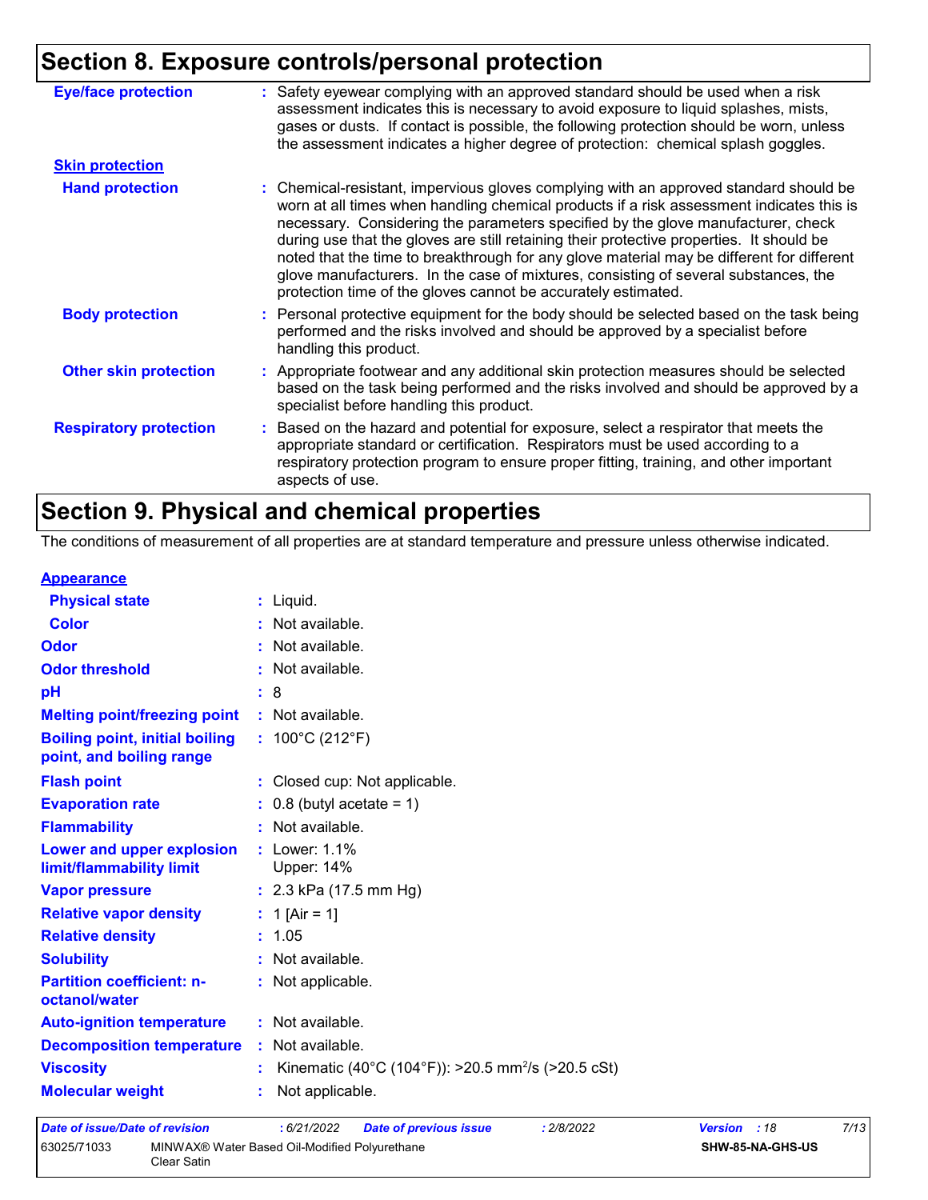## Section 8. Exposure controls/personal protection

| | |
|---|---|
| **Eye/face protection** | : Safety eyewear complying with an approved standard should be used when a risk assessment indicates this is necessary to avoid exposure to liquid splashes, mists, gases or dusts. If contact is possible, the following protection should be worn, unless the assessment indicates a higher degree of protection: chemical splash goggles. |
| **Skin protection** | |
| **Hand protection** | : Chemical-resistant, impervious gloves complying with an approved standard should be worn at all times when handling chemical products if a risk assessment indicates this is necessary. Considering the parameters specified by the glove manufacturer, check during use that the gloves are still retaining their protective properties. It should be noted that the time to breakthrough for any glove material may be different for different glove manufacturers. In the case of mixtures, consisting of several substances, the protection time of the gloves cannot be accurately estimated. |
| **Body protection** | : Personal protective equipment for the body should be selected based on the task being performed and the risks involved and should be approved by a specialist before handling this product. |
| **Other skin protection** | : Appropriate footwear and any additional skin protection measures should be selected based on the task being performed and the risks involved and should be approved by a specialist before handling this product. |
| **Respiratory protection** | : Based on the hazard and potential for exposure, select a respirator that meets the appropriate standard or certification. Respirators must be used according to a respiratory protection program to ensure proper fitting, training, and other important aspects of use. |

## Section 9. Physical and chemical properties

The conditions of measurement of all properties are at standard temperature and pressure unless otherwise indicated.

| | |
|---|---|
| **Appearance** | |
| **Physical state** | : Liquid. |
| **Color** | : Not available. |
| **Odor** | : Not available. |
| **Odor threshold** | : Not available. |
| **pH** | : 8 |
| **Melting point/freezing point** | : Not available. |
| **Boiling point, initial boiling point, and boiling range** | : 100°C (212°F) |
| **Flash point** | : Closed cup: Not applicable. |
| **Evaporation rate** | : 0.8 (butyl acetate = 1) |
| **Flammability** | : Not available. |
| **Lower and upper explosion limit/flammability limit** | : Lower: 1.1%<br>Upper: 14% |
| **Vapor pressure** | : 2.3 kPa (17.5 mm Hg) |
| **Relative vapor density** | : 1 [Air = 1] |
| **Relative density** | : 1.05 |
| **Solubility** | : Not available. |
| **Partition coefficient: n-octanol/water** | : Not applicable. |
| **Auto-ignition temperature** | : Not available. |
| **Decomposition temperature** | : Not available. |
| **Viscosity** | : Kinematic (40°C (104°F)): >20.5 $mm^2/s$ (>20.5 cSt) |
| **Molecular weight** | : Not applicable. |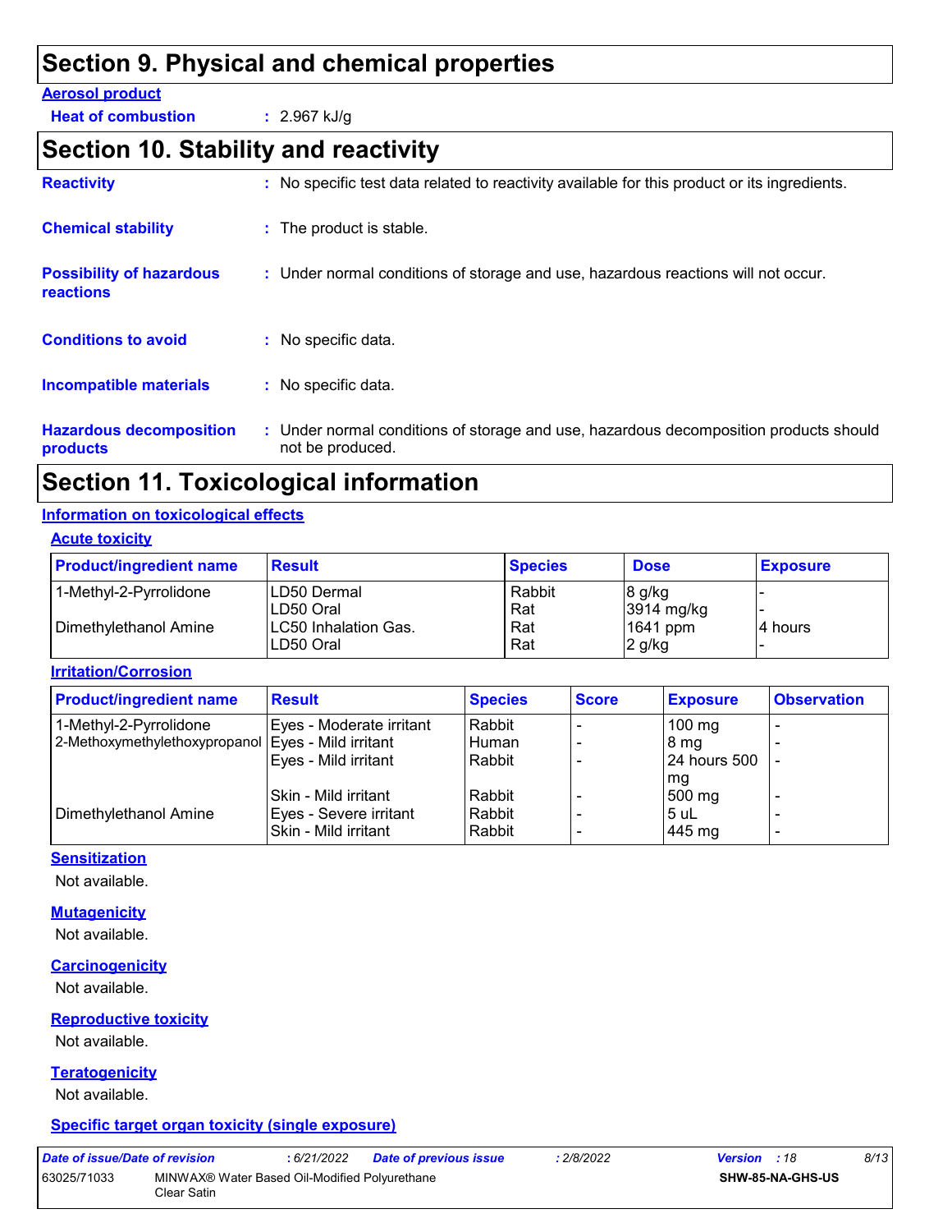# Section 9. Physical and chemical properties

**Aerosol product**

**Heat of combustion** : 2.967 kJ/g

# Section 10. Stability and reactivity

**Reactivity** : No specific test data related to reactivity available for this product or its ingredients.

**Chemical stability** : The product is stable.

**Possibility of hazardous reactions** : Under normal conditions of storage and use, hazardous reactions will not occur.

**Conditions to avoid** : No specific data.

**Incompatible materials** : No specific data.

**Hazardous decomposition products** : Under normal conditions of storage and use, hazardous decomposition products should not be produced.

# Section 11. Toxicological information

## Information on toxicological effects

### Acute toxicity

| Product/ingredient name | Result | Species | Dose | Exposure |
|---|---|---|---|---|
| 1-Methyl-2-Pyrrolidone | LD50 Dermal | Rabbit | 8 g/kg | - |
| | LD50 Oral | Rat | 3914 mg/kg | - |
| Dimethylethanol Amine | LC50 Inhalation Gas. | Rat | 1641 ppm | 4 hours |
| | LD50 Oral | Rat | 2 g/kg | - |

### Irritation/Corrosion

| Product/ingredient name | Result | Species | Score | Exposure | Observation |
|---|---|---|---|---|---|
| 1-Methyl-2-Pyrrolidone | Eyes - Moderate irritant | Rabbit | - | 100 mg | - |
| 2-Methoxymethylethoxypropanol | Eyes - Mild irritant | Human | - | 8 mg | - |
| | Eyes - Mild irritant | Rabbit | - | 24 hours 500 mg | - |
| | Skin - Mild irritant | Rabbit | - | 500 mg | - |
| Dimethylethanol Amine | Eyes - Severe irritant | Rabbit | - | 5 uL | - |
| | Skin - Mild irritant | Rabbit | - | 445 mg | - |

### Sensitization

Not available.

### Mutagenicity

Not available.

### Carcinogenicity

Not available.

### Reproductive toxicity

Not available.

### Teratogenicity

Not available.

### Specific target organ toxicity (single exposure)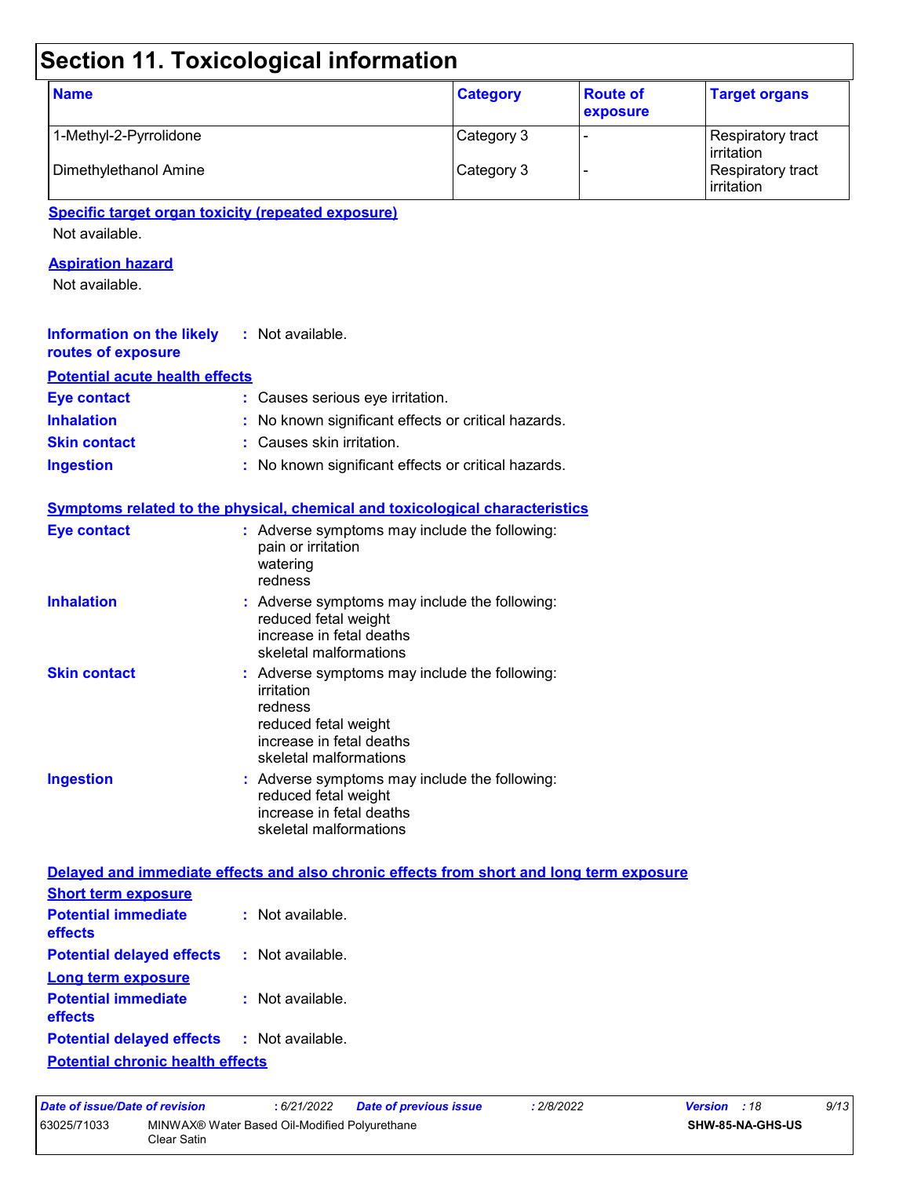# Section 11. Toxicological information

| Name | Category | Route of exposure | Target organs |
|---|---|---|---|
| 1-Methyl-2-Pyrrolidone | Category 3 | - | Respiratory tract irritation |
| Dimethylethanol Amine | Category 3 | - | Respiratory tract irritation |

**Specific target organ toxicity (repeated exposure)**

Not available.

**Aspiration hazard**

Not available.

**Information on the likely routes of exposure** : Not available.

**Potential acute health effects**

**Eye contact** : Causes serious eye irritation.

**Inhalation** : No known significant effects or critical hazards.

**Skin contact** : Causes skin irritation.

**Ingestion** : No known significant effects or critical hazards.

**Symptoms related to the physical, chemical and toxicological characteristics**

**Eye contact** : Adverse symptoms may include the following:
pain or irritation
watering
redness

**Inhalation** : Adverse symptoms may include the following:
reduced fetal weight
increase in fetal deaths
skeletal malformations

**Skin contact** : Adverse symptoms may include the following:
irritation
redness
reduced fetal weight
increase in fetal deaths
skeletal malformations

**Ingestion** : Adverse symptoms may include the following:
reduced fetal weight
increase in fetal deaths
skeletal malformations

**Delayed and immediate effects and also chronic effects from short and long term exposure**

**Short term exposure**

**Potential immediate effects** : Not available.

**Potential delayed effects** : Not available.

**Long term exposure**

**Potential immediate effects** : Not available.

**Potential delayed effects** : Not available.

**Potential chronic health effects**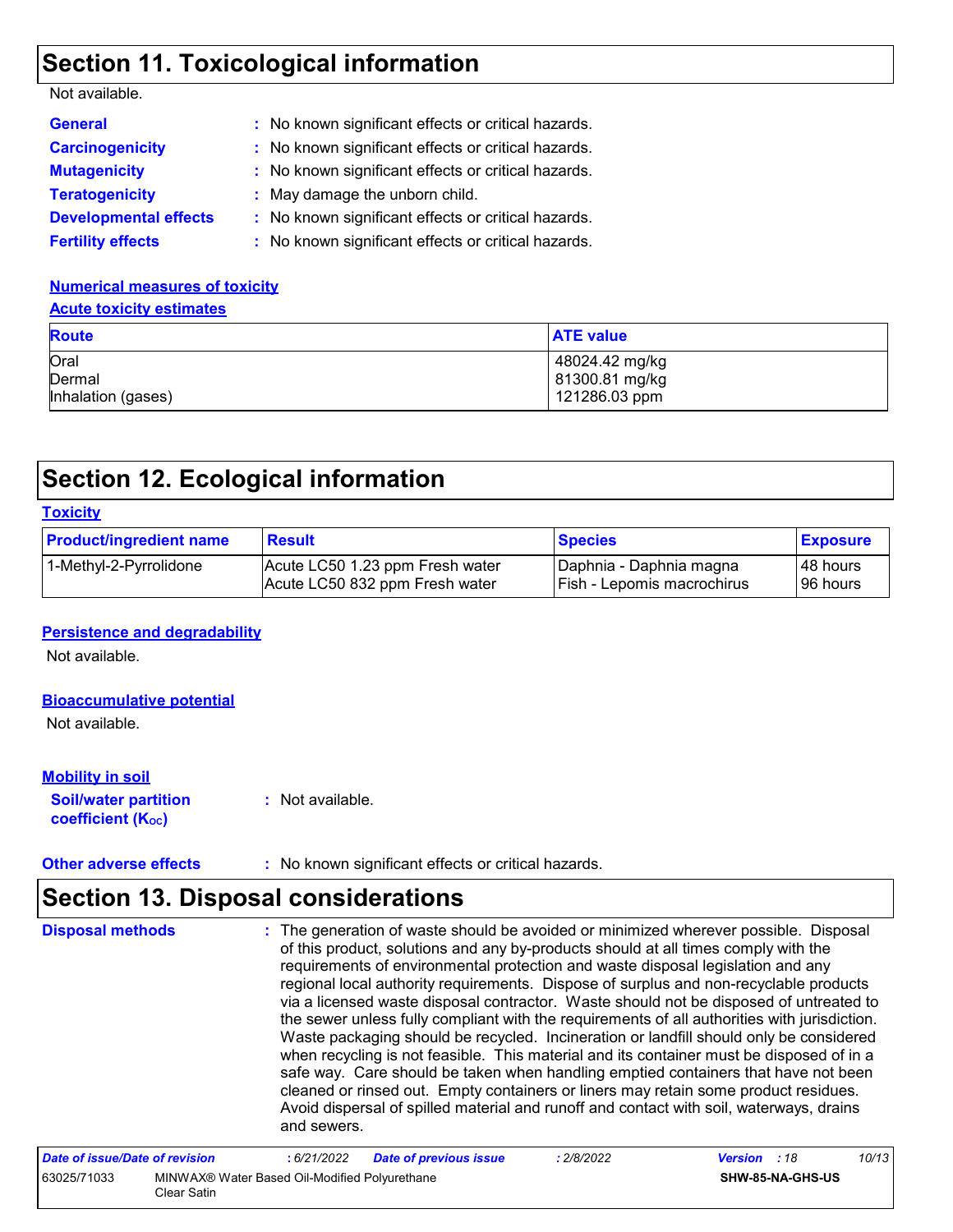## Section 11. Toxicological information

Not available.

**General** : No known significant effects or critical hazards.

**Carcinogenicity** : No known significant effects or critical hazards.

**Mutagenicity** : No known significant effects or critical hazards.

**Teratogenicity** : May damage the unborn child.

**Developmental effects** : No known significant effects or critical hazards.

**Fertility effects** : No known significant effects or critical hazards.

**Numerical measures of toxicity**

**Acute toxicity estimates**

| Route | ATE value |
|---|---|
| Oral | 48024.42 mg/kg |
| Dermal | 81300.81 mg/kg |
| Inhalation (gases) | 121286.03 ppm |

## Section 12. Ecological information

**Toxicity**

| Product/ingredient name | Result | Species | Exposure |
|---|---|---|---|
| 1-Methyl-2-Pyrrolidone | Acute LC50 1.23 ppm Fresh water | Daphnia - Daphnia magna | 48 hours |
| | Acute LC50 832 ppm Fresh water | Fish - Lepomis macrochirus | 96 hours |

**Persistence and degradability**

Not available.

**Bioaccumulative potential**

Not available.

**Mobility in soil**

**Soil/water partition coefficient ($K_{OC}$)** : Not available.

**Other adverse effects** : No known significant effects or critical hazards.

## Section 13. Disposal considerations

**Disposal methods** : The generation of waste should be avoided or minimized wherever possible. Disposal of this product, solutions and any by-products should at all times comply with the requirements of environmental protection and waste disposal legislation and any regional local authority requirements. Dispose of surplus and non-recyclable products via a licensed waste disposal contractor. Waste should not be disposed of untreated to the sewer unless fully compliant with the requirements of all authorities with jurisdiction. Waste packaging should be recycled. Incineration or landfill should only be considered when recycling is not feasible. This material and its container must be disposed of in a safe way. Care should be taken when handling emptied containers that have not been cleaned or rinsed out. Empty containers or liners may retain some product residues. Avoid dispersal of spilled material and runoff and contact with soil, waterways, drains and sewers.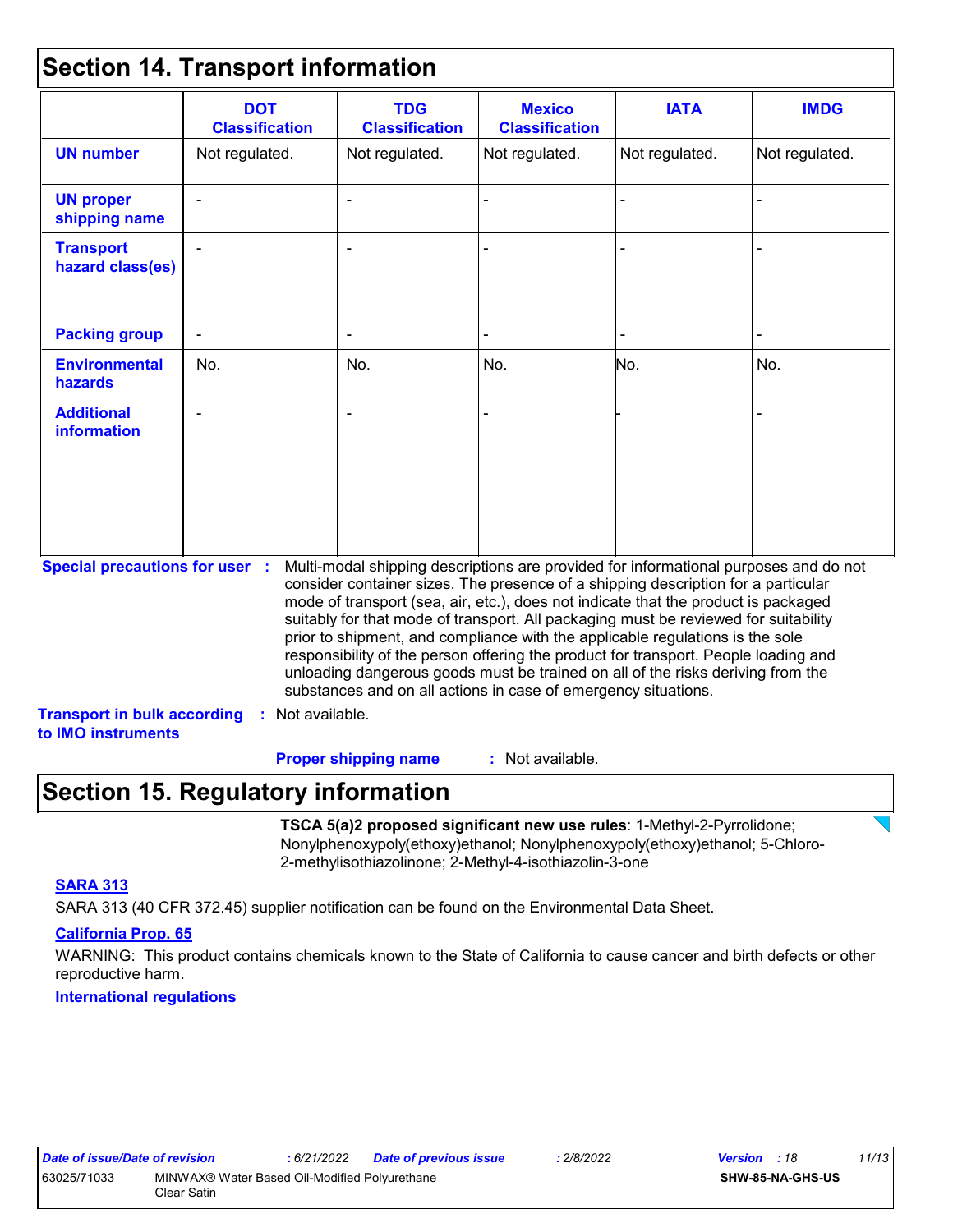## Section 14. Transport information

| | DOT Classification | TDG Classification | Mexico Classification | IATA | IMDG |
|---|---|---|---|---|---|
| **UN number** | Not regulated. | Not regulated. | Not regulated. | Not regulated. | Not regulated. |
| **UN proper shipping name** | - | - | - | - | - |
| **Transport hazard class(es)** | - | - | - | - | - |
| **Packing group** | - | - | - | - | - |
| **Environmental hazards** | No. | No. | No. | No. | No. |
| **Additional information** | - | - | - | - | - |

**Special precautions for user** : Multi-modal shipping descriptions are provided for informational purposes and do not consider container sizes. The presence of a shipping description for a particular mode of transport (sea, air, etc.), does not indicate that the product is packaged suitably for that mode of transport. All packaging must be reviewed for suitability prior to shipment, and compliance with the applicable regulations is the sole responsibility of the person offering the product for transport. People loading and unloading dangerous goods must be trained on all of the risks deriving from the substances and on all actions in case of emergency situations.

**Transport in bulk according to IMO instruments** : Not available.

**Proper shipping name** : Not available.

## Section 15. Regulatory information

**TSCA 5(a)2 proposed significant new use rules**: 1-Methyl-2-Pyrrolidone; Nonylphenoxypoly(ethoxy)ethanol; Nonylphenoxypoly(ethoxy)ethanol; 5-Chloro-2-methylisothiazolinone; 2-Methyl-4-isothiazolin-3-one

**SARA 313**

SARA 313 (40 CFR 372.45) supplier notification can be found on the Environmental Data Sheet.

**California Prop. 65**

WARNING: This product contains chemicals known to the State of California to cause cancer and birth defects or other reproductive harm.

**International regulations**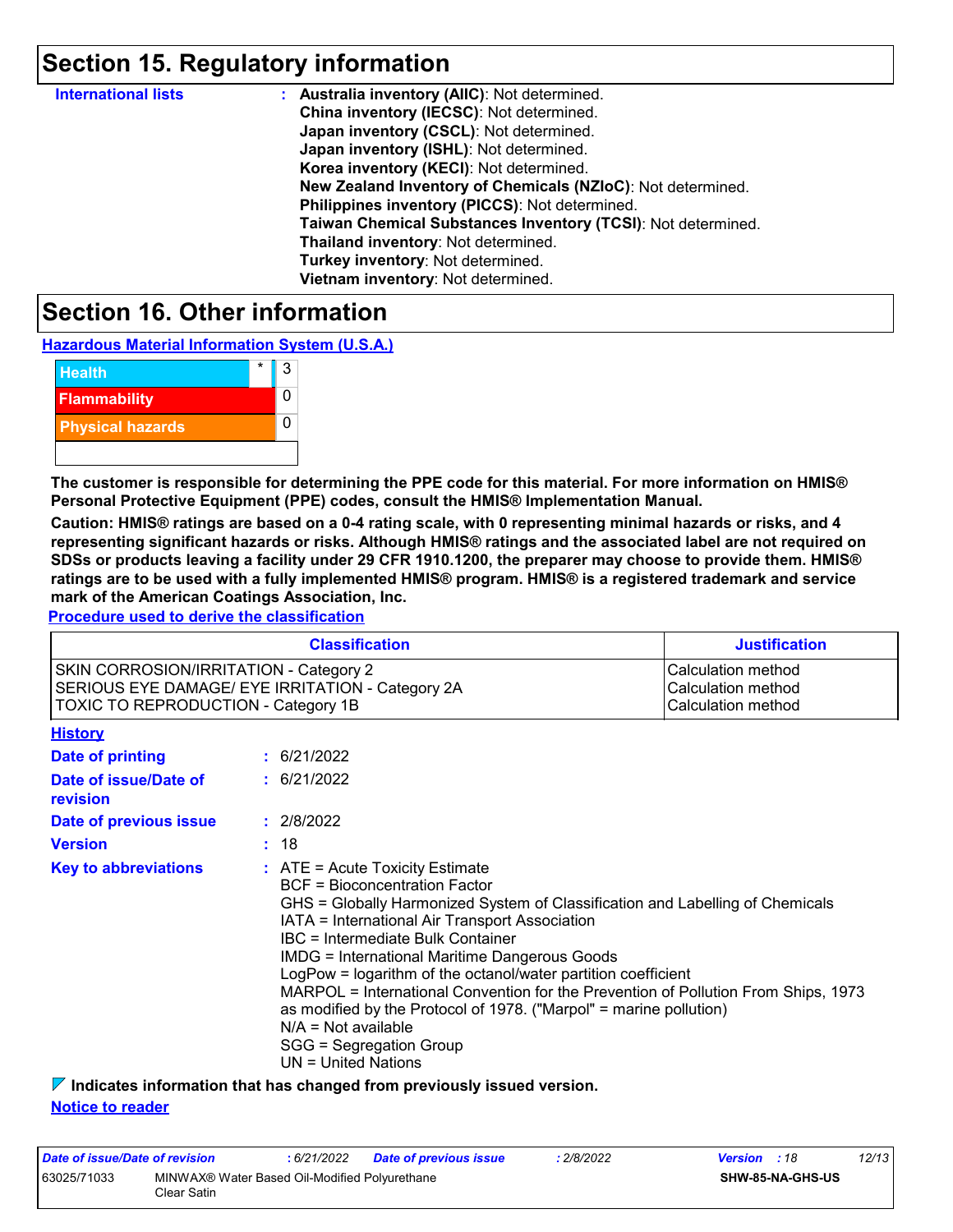## Section 15. Regulatory information

**International lists** : **Australia inventory (AIIC)**: Not determined.
**China inventory (IECSC)**: Not determined.
**Japan inventory (CSCL)**: Not determined.
**Japan inventory (ISHL)**: Not determined.
**Korea inventory (KECI)**: Not determined.
**New Zealand Inventory of Chemicals (NZIoC)**: Not determined.
**Philippines inventory (PICCS)**: Not determined.
**Taiwan Chemical Substances Inventory (TCSI)**: Not determined.
**Thailand inventory**: Not determined.
**Turkey inventory**: Not determined.
**Vietnam inventory**: Not determined.

## Section 16. Other information

**Hazardous Material Information System (U.S.A.)**

| | | |
|---|---|---|
| Health | * | 3 |
| Flammability | | 0 |
| Physical hazards | | 0 |

**The customer is responsible for determining the PPE code for this material. For more information on HMIS® Personal Protective Equipment (PPE) codes, consult the HMIS® Implementation Manual.**

**Caution: HMIS® ratings are based on a 0-4 rating scale, with 0 representing minimal hazards or risks, and 4 representing significant hazards or risks. Although HMIS® ratings and the associated label are not required on SDSs or products leaving a facility under 29 CFR 1910.1200, the preparer may choose to provide them. HMIS® ratings are to be used with a fully implemented HMIS® program. HMIS® is a registered trademark and service mark of the American Coatings Association, Inc.**

**Procedure used to derive the classification**

| Classification | Justification |
|---|---|
| SKIN CORROSION/IRRITATION - Category 2 | Calculation method |
| SERIOUS EYE DAMAGE/ EYE IRRITATION - Category 2A | Calculation method |
| TOXIC TO REPRODUCTION - Category 1B | Calculation method |

**History**

**Date of printing** : 6/21/2022

**Date of issue/Date of revision** : 6/21/2022

**Date of previous issue** : 2/8/2022

**Version** : 18

**Key to abbreviations** : ATE = Acute Toxicity Estimate
BCF = Bioconcentration Factor
GHS = Globally Harmonized System of Classification and Labelling of Chemicals
IATA = International Air Transport Association
IBC = Intermediate Bulk Container
IMDG = International Maritime Dangerous Goods
LogPow = logarithm of the octanol/water partition coefficient
MARPOL = International Convention for the Prevention of Pollution From Ships, 1973 as modified by the Protocol of 1978. ("Marpol" = marine pollution)
N/A = Not available
SGG = Segregation Group
UN = United Nations

**Indicates information that has changed from previously issued version.**

**Notice to reader**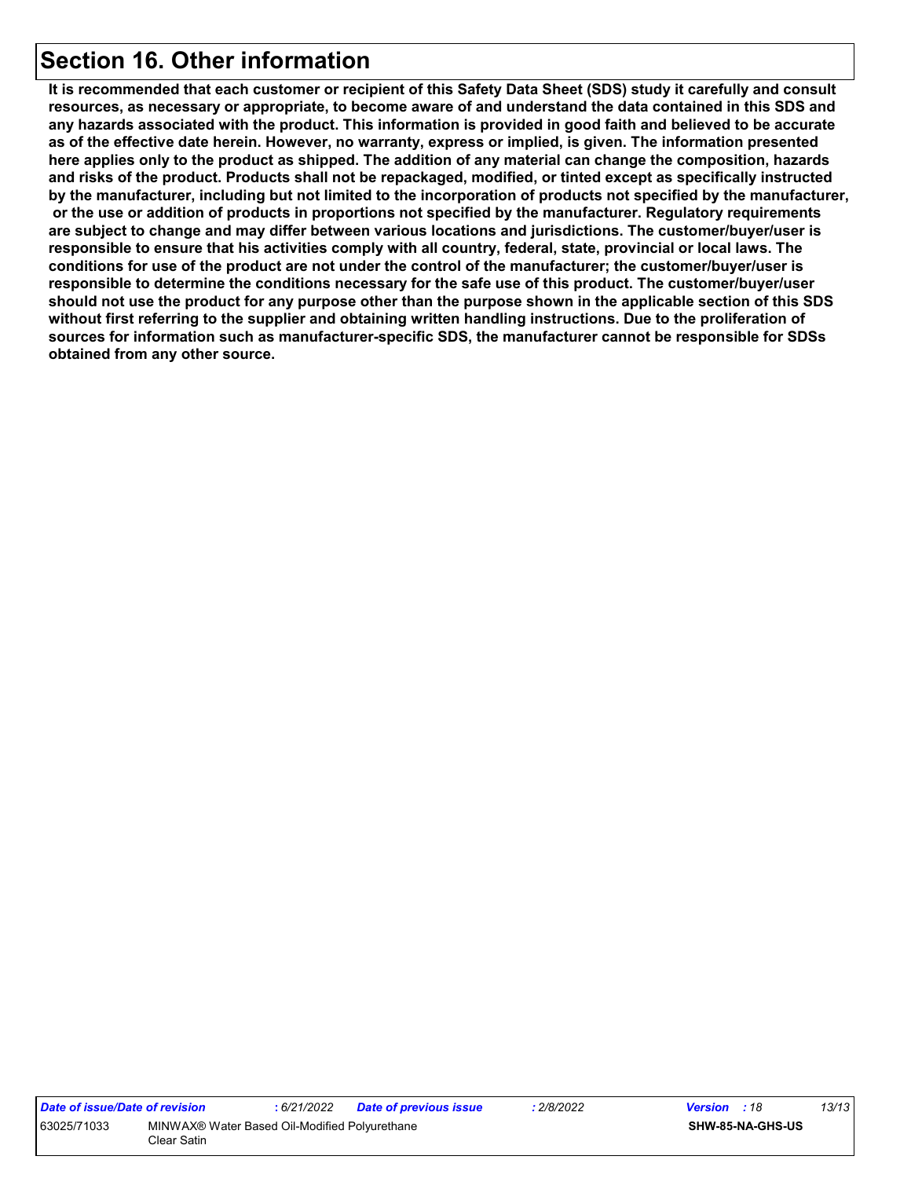## Section 16. Other information

**It is recommended that each customer or recipient of this Safety Data Sheet (SDS) study it carefully and consult resources, as necessary or appropriate, to become aware of and understand the data contained in this SDS and any hazards associated with the product. This information is provided in good faith and believed to be accurate as of the effective date herein. However, no warranty, express or implied, is given. The information presented here applies only to the product as shipped. The addition of any material can change the composition, hazards and risks of the product. Products shall not be repackaged, modified, or tinted except as specifically instructed by the manufacturer, including but not limited to the incorporation of products not specified by the manufacturer, or the use or addition of products in proportions not specified by the manufacturer. Regulatory requirements are subject to change and may differ between various locations and jurisdictions. The customer/buyer/user is responsible to ensure that his activities comply with all country, federal, state, provincial or local laws. The conditions for use of the product are not under the control of the manufacturer; the customer/buyer/user is responsible to determine the conditions necessary for the safe use of this product. The customer/buyer/user should not use the product for any purpose other than the purpose shown in the applicable section of this SDS without first referring to the supplier and obtaining written handling instructions. Due to the proliferation of sources for information such as manufacturer-specific SDS, the manufacturer cannot be responsible for SDSs obtained from any other source.**